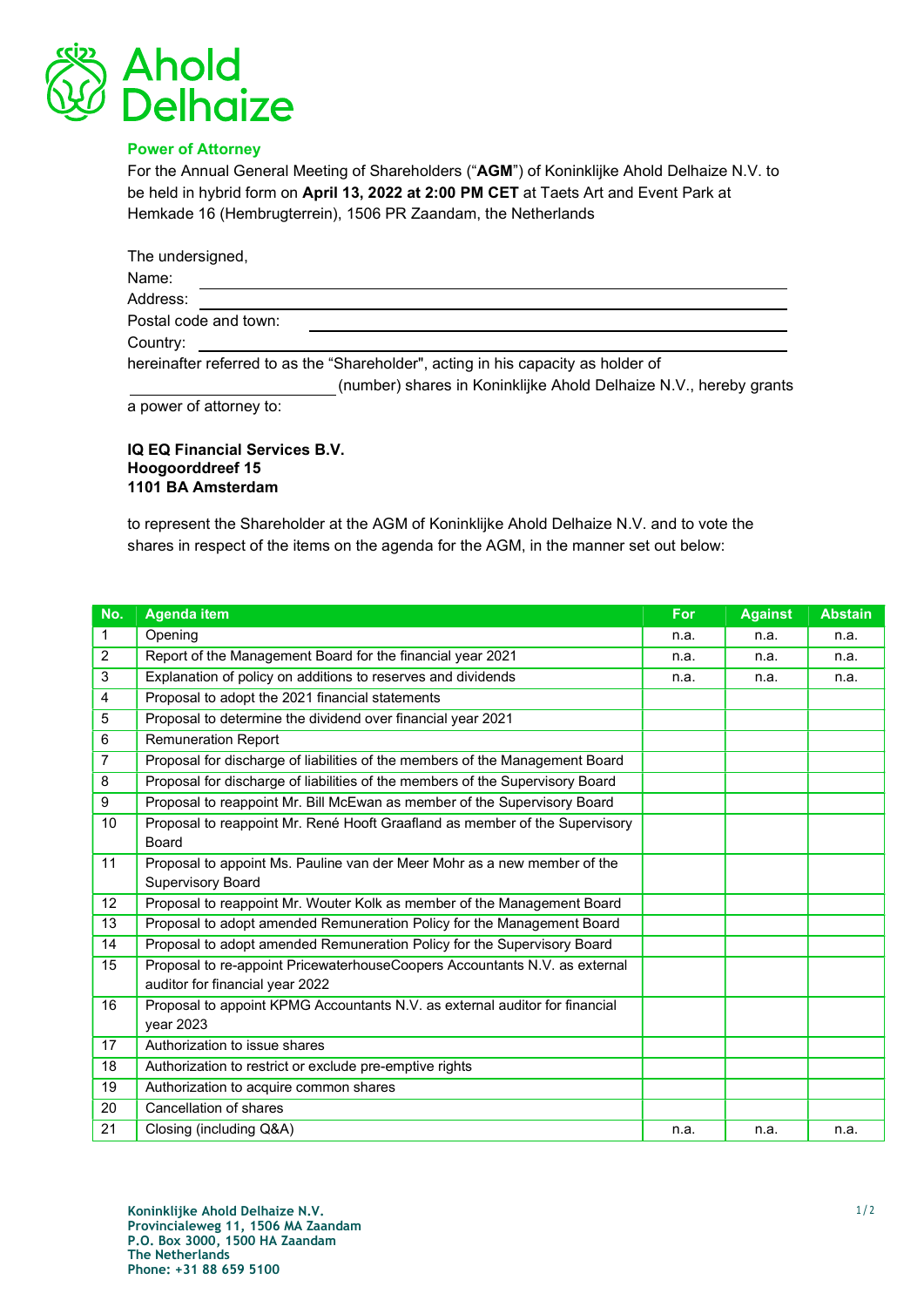Ahold Delhaize

## Power of Attorney

For the Annual General Meeting of Shareholders ("**AGM**") of Koninklijke Ahold Delhaize N.V. to be held in hybrid form on **April 13, 2022 at 2:00 PM CET** at Taets Art and Event Park at Hemkade 16 (Hembrugterrein), 1506 PR Zaandam, the Netherlands

The undersigned,

Name: ______________________________

Address: ______________________________

Postal code and town: ______________________________

Country: ______________________________

hereinafter referred to as the "Shareholder", acting in his capacity as holder of ______________ (number) shares in Koninklijke Ahold Delhaize N.V., hereby grants a power of attorney to:

**IQ EQ Financial Services B.V.**
**Hoogoorddreef 15**
**1101 BA Amsterdam**

to represent the Shareholder at the AGM of Koninklijke Ahold Delhaize N.V. and to vote the shares in respect of the items on the agenda for the AGM, in the manner set out below:

| No. | Agenda item | For | Against | Abstain |
|---|---|---|---|---|
| 1 | Opening | n.a. | n.a. | n.a. |
| 2 | Report of the Management Board for the financial year 2021 | n.a. | n.a. | n.a. |
| 3 | Explanation of policy on additions to reserves and dividends | n.a. | n.a. | n.a. |
| 4 | Proposal to adopt the 2021 financial statements | | | |
| 5 | Proposal to determine the dividend over financial year 2021 | | | |
| 6 | Remuneration Report | | | |
| 7 | Proposal for discharge of liabilities of the members of the Management Board | | | |
| 8 | Proposal for discharge of liabilities of the members of the Supervisory Board | | | |
| 9 | Proposal to reappoint Mr. Bill McEwan as member of the Supervisory Board | | | |
| 10 | Proposal to reappoint Mr. René Hooft Graafland as member of the Supervisory Board | | | |
| 11 | Proposal to appoint Ms. Pauline van der Meer Mohr as a new member of the Supervisory Board | | | |
| 12 | Proposal to reappoint Mr. Wouter Kolk as member of the Management Board | | | |
| 13 | Proposal to adopt amended Remuneration Policy for the Management Board | | | |
| 14 | Proposal to adopt amended Remuneration Policy for the Supervisory Board | | | |
| 15 | Proposal to re-appoint PricewaterhouseCoopers Accountants N.V. as external auditor for financial year 2022 | | | |
| 16 | Proposal to appoint KPMG Accountants N.V. as external auditor for financial year 2023 | | | |
| 17 | Authorization to issue shares | | | |
| 18 | Authorization to restrict or exclude pre-emptive rights | | | |
| 19 | Authorization to acquire common shares | | | |
| 20 | Cancellation of shares | | | |
| 21 | Closing (including Q&A) | n.a. | n.a. | n.a. |

**Koninklijke Ahold Delhaize N.V.**
**Provincialeweg 11, 1506 MA Zaandam**
**P.O. Box 3000, 1500 HA Zaandam**
**The Netherlands**
**Phone: +31 88 659 5100**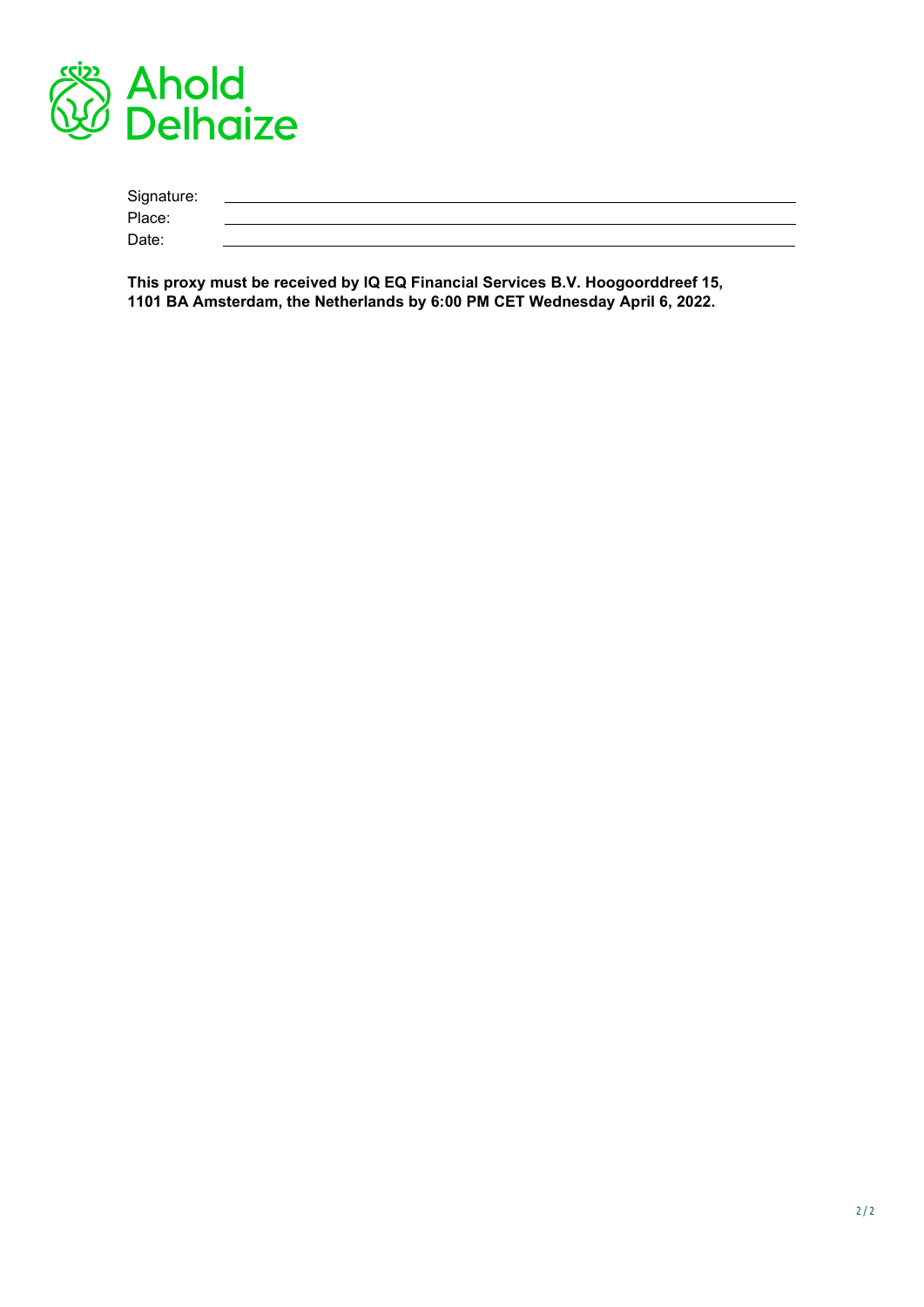Ahold Delhaize

Signature: \_\_\_\_\_\_\_\_\_\_\_\_\_\_\_\_\_\_\_\_\_\_\_\_\_\_\_\_\_\_\_\_\_\_\_\_\_\_\_\_

Place: \_\_\_\_\_\_\_\_\_\_\_\_\_\_\_\_\_\_\_\_\_\_\_\_\_\_\_\_\_\_\_\_\_\_\_\_\_\_\_\_

Date: \_\_\_\_\_\_\_\_\_\_\_\_\_\_\_\_\_\_\_\_\_\_\_\_\_\_\_\_\_\_\_\_\_\_\_\_\_\_\_\_

**This proxy must be received by IQ EQ Financial Services B.V. Hoogoorddreef 15, 1101 BA Amsterdam, the Netherlands by 6:00 PM CET Wednesday April 6, 2022.**